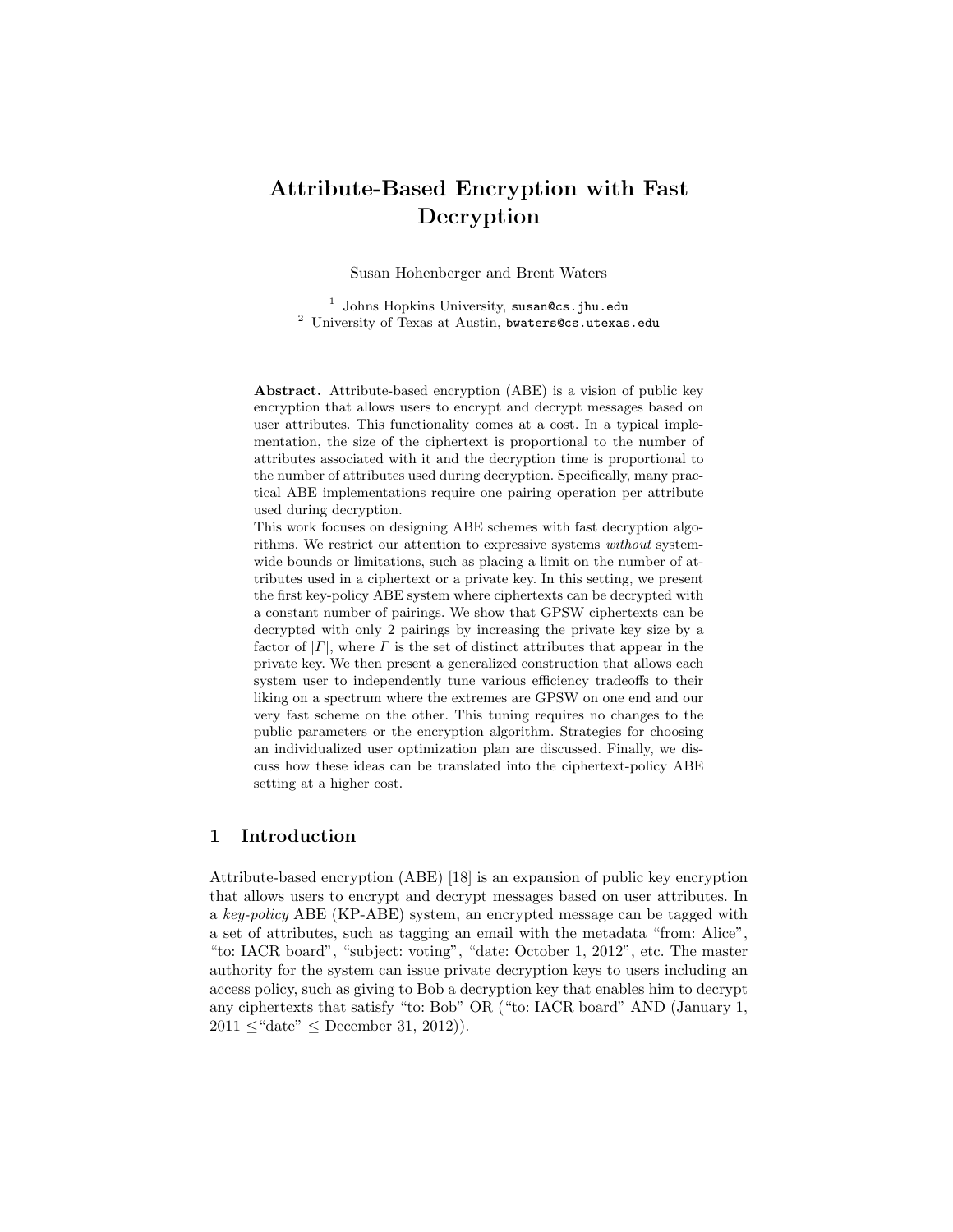# Attribute-Based Encryption with Fast Decryption

Susan Hohenberger and Brent Waters

[1] Johns Hopkins University, susan@cs.jhu.edu
[2] University of Texas at Austin, bwaters@cs.utexas.edu

**Abstract.** Attribute-based encryption (ABE) is a vision of public key encryption that allows users to encrypt and decrypt messages based on user attributes. This functionality comes at a cost. In a typical implementation, the size of the ciphertext is proportional to the number of attributes associated with it and the decryption time is proportional to the number of attributes used during decryption. Specifically, many practical ABE implementations require one pairing operation per attribute used during decryption.
This work focuses on designing ABE schemes with fast decryption algorithms. We restrict our attention to expressive systems *without* system-wide bounds or limitations, such as placing a limit on the number of attributes used in a ciphertext or a private key. In this setting, we present the first key-policy ABE system where ciphertexts can be decrypted with a constant number of pairings. We show that GPSW ciphertexts can be decrypted with only 2 pairings by increasing the private key size by a factor of $|\Gamma|$, where $\Gamma$ is the set of distinct attributes that appear in the private key. We then present a generalized construction that allows each system user to independently tune various efficiency tradeoffs to their liking on a spectrum where the extremes are GPSW on one end and our very fast scheme on the other. This tuning requires no changes to the public parameters or the encryption algorithm. Strategies for choosing an individualized user optimization plan are discussed. Finally, we discuss how these ideas can be translated into the ciphertext-policy ABE setting at a higher cost.

## 1 Introduction

Attribute-based encryption (ABE) [18] is an expansion of public key encryption that allows users to encrypt and decrypt messages based on user attributes. In a *key-policy* ABE (KP-ABE) system, an encrypted message can be tagged with a set of attributes, such as tagging an email with the metadata "from: Alice", "to: IACR board", "subject: voting", "date: October 1, 2012", etc. The master authority for the system can issue private decryption keys to users including an access policy, such as giving to Bob a decryption key that enables him to decrypt any ciphertexts that satisfy "to: Bob" OR ("to: IACR board" AND (January 1, 2011 $\leq$"date" $\leq$ December 31, 2012)).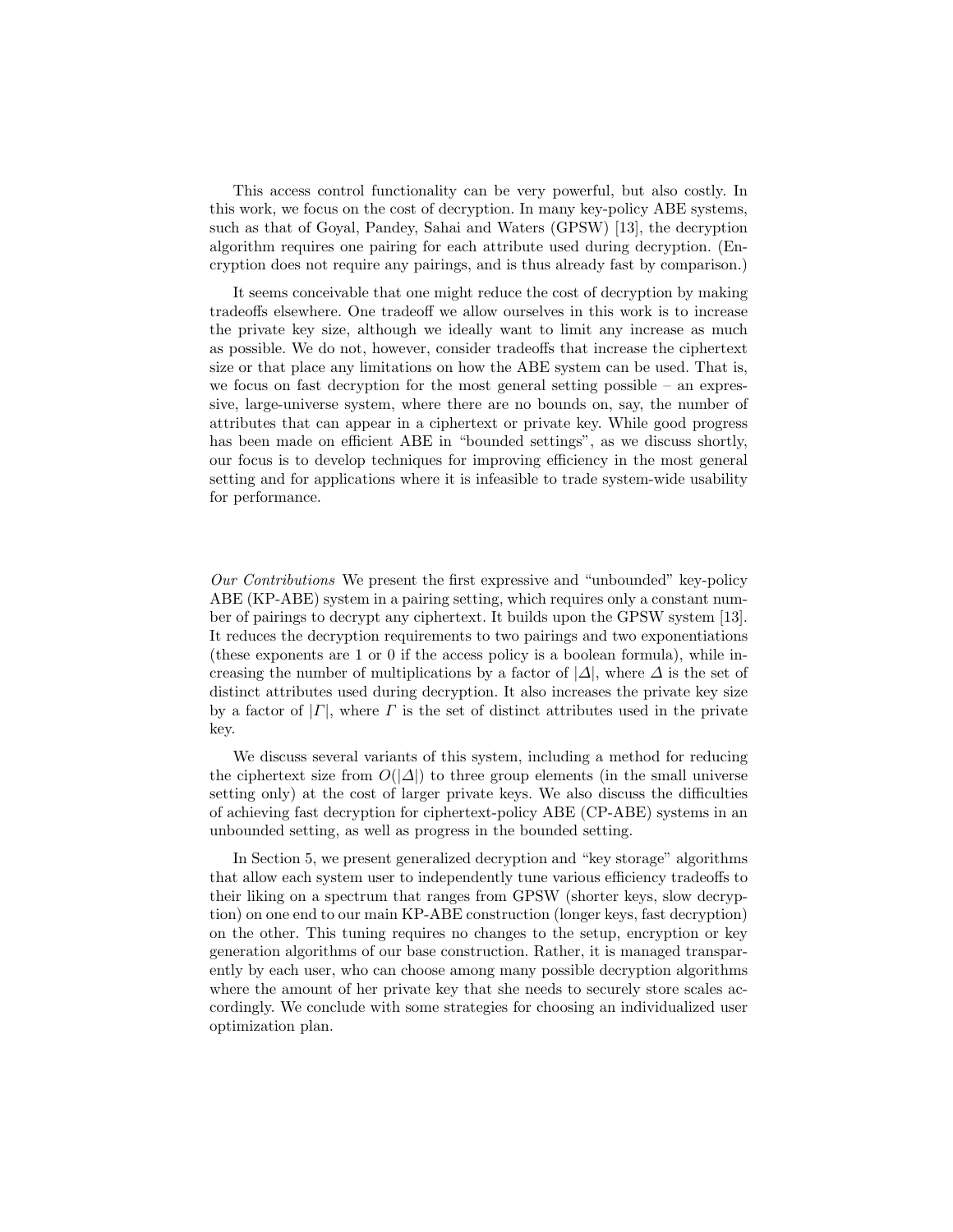This access control functionality can be very powerful, but also costly. In this work, we focus on the cost of decryption. In many key-policy ABE systems, such as that of Goyal, Pandey, Sahai and Waters (GPSW) [13], the decryption algorithm requires one pairing for each attribute used during decryption. (Encryption does not require any pairings, and is thus already fast by comparison.)

It seems conceivable that one might reduce the cost of decryption by making tradeoffs elsewhere. One tradeoff we allow ourselves in this work is to increase the private key size, although we ideally want to limit any increase as much as possible. We do not, however, consider tradeoffs that increase the ciphertext size or that place any limitations on how the ABE system can be used. That is, we focus on fast decryption for the most general setting possible – an expressive, large-universe system, where there are no bounds on, say, the number of attributes that can appear in a ciphertext or private key. While good progress has been made on efficient ABE in "bounded settings", as we discuss shortly, our focus is to develop techniques for improving efficiency in the most general setting and for applications where it is infeasible to trade system-wide usability for performance.

*Our Contributions* We present the first expressive and "unbounded" key-policy ABE (KP-ABE) system in a pairing setting, which requires only a constant number of pairings to decrypt any ciphertext. It builds upon the GPSW system [13]. It reduces the decryption requirements to two pairings and two exponentiations (these exponents are 1 or 0 if the access policy is a boolean formula), while increasing the number of multiplications by a factor of $|\Delta|$, where $\Delta$ is the set of distinct attributes used during decryption. It also increases the private key size by a factor of $|\Gamma|$, where $\Gamma$ is the set of distinct attributes used in the private key.

We discuss several variants of this system, including a method for reducing the ciphertext size from $O(|\Delta|)$ to three group elements (in the small universe setting only) at the cost of larger private keys. We also discuss the difficulties of achieving fast decryption for ciphertext-policy ABE (CP-ABE) systems in an unbounded setting, as well as progress in the bounded setting.

In Section 5, we present generalized decryption and "key storage" algorithms that allow each system user to independently tune various efficiency tradeoffs to their liking on a spectrum that ranges from GPSW (shorter keys, slow decryption) on one end to our main KP-ABE construction (longer keys, fast decryption) on the other. This tuning requires no changes to the setup, encryption or key generation algorithms of our base construction. Rather, it is managed transparently by each user, who can choose among many possible decryption algorithms where the amount of her private key that she needs to securely store scales accordingly. We conclude with some strategies for choosing an individualized user optimization plan.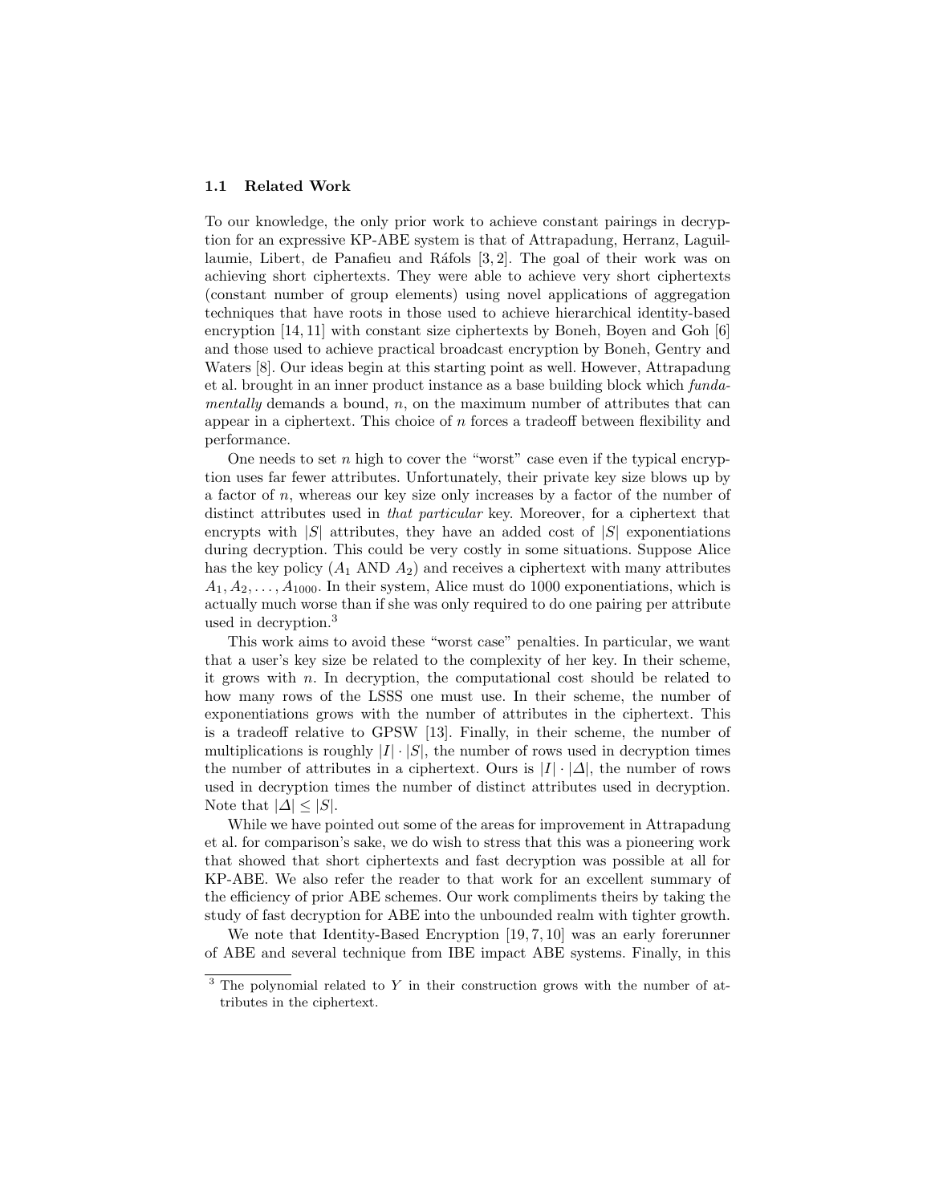### 1.1 Related Work

To our knowledge, the only prior work to achieve constant pairings in decryption for an expressive KP-ABE system is that of Attrapadung, Herranz, Laguillaumie, Libert, de Panafieu and Ráfols [3, 2]. The goal of their work was on achieving short ciphertexts. They were able to achieve very short ciphertexts (constant number of group elements) using novel applications of aggregation techniques that have roots in those used to achieve hierarchical identity-based encryption [14, 11] with constant size ciphertexts by Boneh, Boyen and Goh [6] and those used to achieve practical broadcast encryption by Boneh, Gentry and Waters [8]. Our ideas begin at this starting point as well. However, Attrapadung et al. brought in an inner product instance as a base building block which *fundamentally* demands a bound, $n$, on the maximum number of attributes that can appear in a ciphertext. This choice of $n$ forces a tradeoff between flexibility and performance.

One needs to set $n$ high to cover the "worst" case even if the typical encryption uses far fewer attributes. Unfortunately, their private key size blows up by a factor of $n$, whereas our key size only increases by a factor of the number of distinct attributes used in *that particular* key. Moreover, for a ciphertext that encrypts with $|S|$ attributes, they have an added cost of $|S|$ exponentiations during decryption. This could be very costly in some situations. Suppose Alice has the key policy ($A_1$ AND $A_2$) and receives a ciphertext with many attributes $A_1, A_2, \ldots, A_{1000}$. In their system, Alice must do 1000 exponentiations, which is actually much worse than if she was only required to do one pairing per attribute used in decryption.[3]

This work aims to avoid these "worst case" penalties. In particular, we want that a user's key size be related to the complexity of her key. In their scheme, it grows with $n$. In decryption, the computational cost should be related to how many rows of the LSSS one must use. In their scheme, the number of exponentiations grows with the number of attributes in the ciphertext. This is a tradeoff relative to GPSW [13]. Finally, in their scheme, the number of multiplications is roughly $|I| \cdot |S|$, the number of rows used in decryption times the number of attributes in a ciphertext. Ours is $|I| \cdot |\Delta|$, the number of rows used in decryption times the number of distinct attributes used in decryption. Note that $|\Delta| \leq |S|$.

While we have pointed out some of the areas for improvement in Attrapadung et al. for comparison's sake, we do wish to stress that this was a pioneering work that showed that short ciphertexts and fast decryption was possible at all for KP-ABE. We also refer the reader to that work for an excellent summary of the efficiency of prior ABE schemes. Our work compliments theirs by taking the study of fast decryption for ABE into the unbounded realm with tighter growth.

We note that Identity-Based Encryption [19, 7, 10] was an early forerunner of ABE and several technique from IBE impact ABE systems. Finally, in this

[3] The polynomial related to $Y$ in their construction grows with the number of attributes in the ciphertext.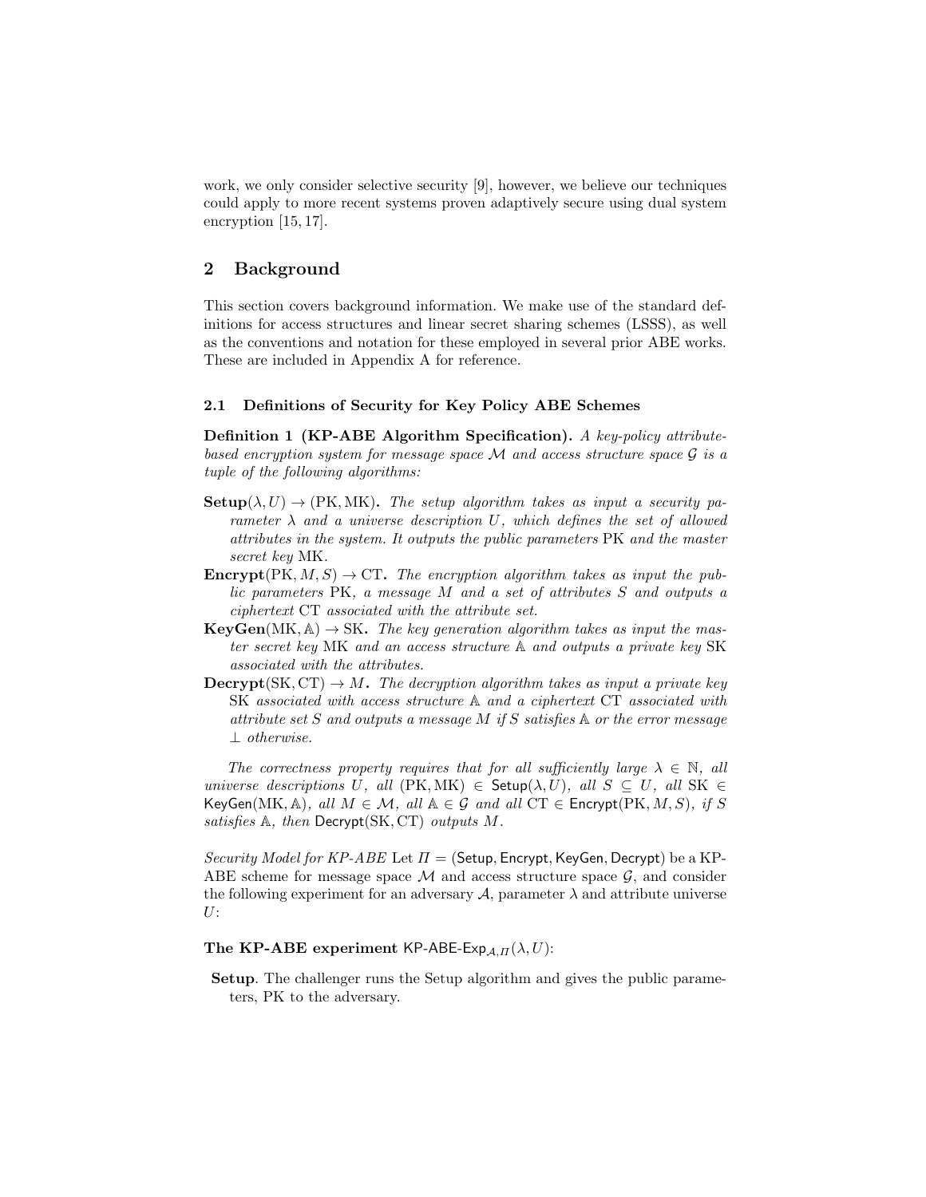work, we only consider selective security [9], however, we believe our techniques could apply to more recent systems proven adaptively secure using dual system encryption [15, 17].

## 2 Background

This section covers background information. We make use of the standard definitions for access structures and linear secret sharing schemes (LSSS), as well as the conventions and notation for these employed in several prior ABE works. These are included in Appendix A for reference.

### 2.1 Definitions of Security for Key Policy ABE Schemes

**Definition 1 (KP-ABE Algorithm Specification).** *A key-policy attribute-based encryption system for message space $\mathcal{M}$ and access structure space $\mathcal{G}$ is a tuple of the following algorithms:*

- **Setup**$(\lambda, U) \rightarrow (\mathrm{PK}, \mathrm{MK})$**.** *The setup algorithm takes as input a security parameter $\lambda$ and a universe description $U$, which defines the set of allowed attributes in the system. It outputs the public parameters* PK *and the master secret key* MK*.*
- **Encrypt**$(\mathrm{PK}, M, S) \rightarrow \mathrm{CT}$**.** *The encryption algorithm takes as input the public parameters* PK*, a message $M$ and a set of attributes $S$ and outputs a ciphertext* CT *associated with the attribute set.*
- **KeyGen**$(\mathrm{MK}, \mathbb{A}) \rightarrow \mathrm{SK}$**.** *The key generation algorithm takes as input the master secret key* MK *and an access structure $\mathbb{A}$ and outputs a private key* SK *associated with the attributes.*
- **Decrypt**$(\mathrm{SK}, \mathrm{CT}) \rightarrow M$**.** *The decryption algorithm takes as input a private key* SK *associated with access structure $\mathbb{A}$ and a ciphertext* CT *associated with attribute set $S$ and outputs a message $M$ if $S$ satisfies $\mathbb{A}$ or the error message $\perp$ otherwise.*

*The correctness property requires that for all sufficiently large $\lambda \in \mathbb{N}$, all universe descriptions $U$, all $(\mathrm{PK}, \mathrm{MK}) \in \mathsf{Setup}(\lambda, U)$, all $S \subseteq U$, all $\mathrm{SK} \in \mathsf{KeyGen}(\mathrm{MK}, \mathbb{A})$, all $M \in \mathcal{M}$, all $\mathbb{A} \in \mathcal{G}$ and all $\mathrm{CT} \in \mathsf{Encrypt}(\mathrm{PK}, M, S)$, if $S$ satisfies $\mathbb{A}$, then $\mathsf{Decrypt}(\mathrm{SK}, \mathrm{CT})$ outputs $M$.*

*Security Model for KP-ABE* Let $\Pi = (\mathsf{Setup}, \mathsf{Encrypt}, \mathsf{KeyGen}, \mathsf{Decrypt})$ be a KP-ABE scheme for message space $\mathcal{M}$ and access structure space $\mathcal{G}$, and consider the following experiment for an adversary $\mathcal{A}$, parameter $\lambda$ and attribute universe $U$:

**The KP-ABE experiment** $\mathsf{KP\text{-}ABE\text{-}Exp}_{\mathcal{A},\Pi}(\lambda, U)$:

- **Setup**. The challenger runs the Setup algorithm and gives the public parameters, PK to the adversary.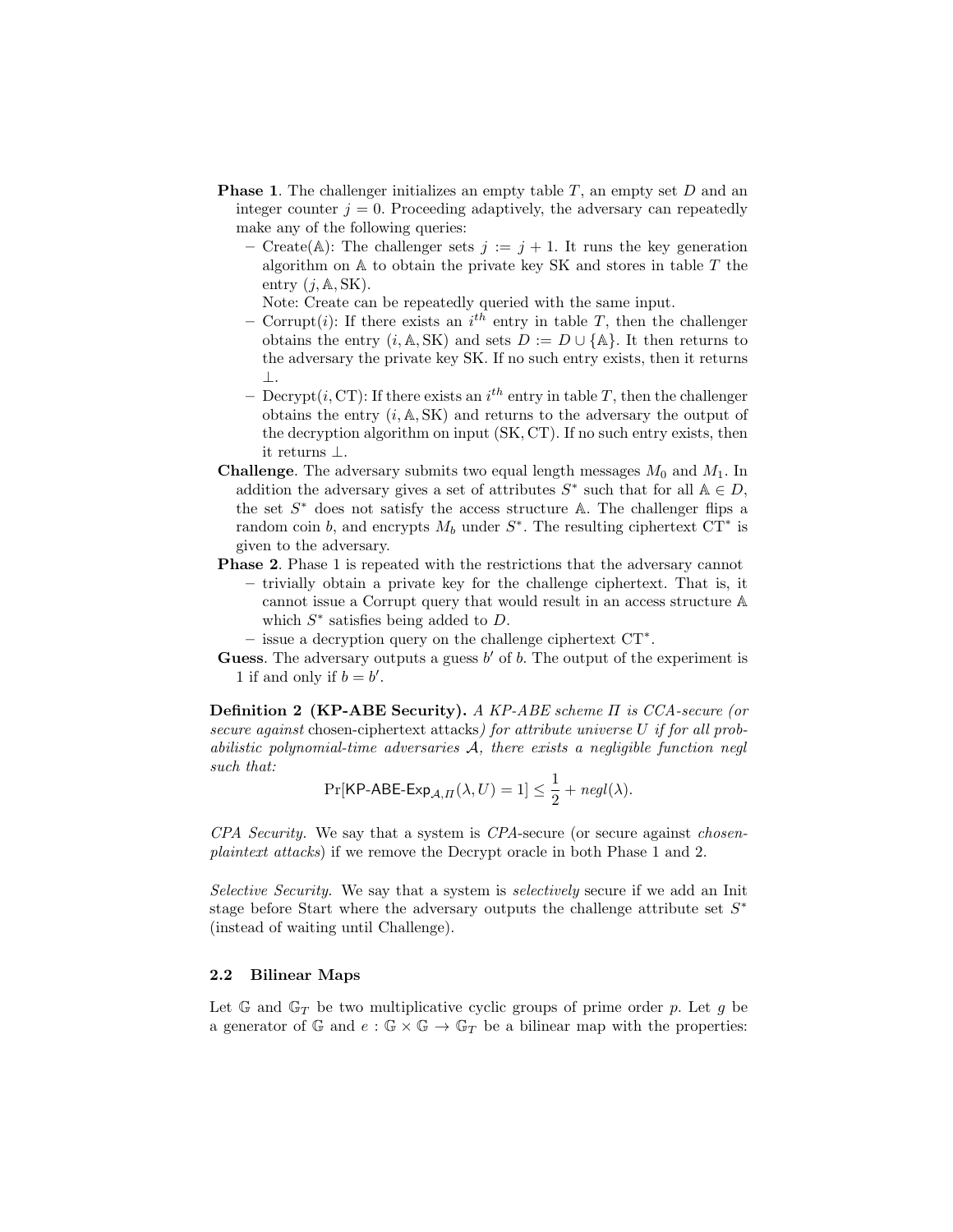**Phase 1**. The challenger initializes an empty table $T$, an empty set $D$ and an integer counter $j = 0$. Proceeding adaptively, the adversary can repeatedly make any of the following queries:

- Create($\mathbb{A}$): The challenger sets $j := j + 1$. It runs the key generation algorithm on $\mathbb{A}$ to obtain the private key SK and stores in table $T$ the entry $(j, \mathbb{A}, \mathrm{SK})$.
  Note: Create can be repeatedly queried with the same input.
- Corrupt($i$): If there exists an $i^{th}$ entry in table $T$, then the challenger obtains the entry $(i, \mathbb{A}, \mathrm{SK})$ and sets $D := D \cup \{\mathbb{A}\}$. It then returns to the adversary the private key SK. If no such entry exists, then it returns $\perp$.
- Decrypt($i$, CT): If there exists an $i^{th}$ entry in table $T$, then the challenger obtains the entry $(i, \mathbb{A}, \mathrm{SK})$ and returns to the adversary the output of the decryption algorithm on input (SK, CT). If no such entry exists, then it returns $\perp$.

**Challenge**. The adversary submits two equal length messages $M_0$ and $M_1$. In addition the adversary gives a set of attributes $S^*$ such that for all $\mathbb{A} \in D$, the set $S^*$ does not satisfy the access structure $\mathbb{A}$. The challenger flips a random coin $b$, and encrypts $M_b$ under $S^*$. The resulting ciphertext $\mathrm{CT}^*$ is given to the adversary.

**Phase 2**. Phase 1 is repeated with the restrictions that the adversary cannot

- trivially obtain a private key for the challenge ciphertext. That is, it cannot issue a Corrupt query that would result in an access structure $\mathbb{A}$ which $S^*$ satisfies being added to $D$.
- issue a decryption query on the challenge ciphertext $\mathrm{CT}^*$.

**Guess**. The adversary outputs a guess $b'$ of $b$. The output of the experiment is 1 if and only if $b = b'$.

**Definition 2 (KP-ABE Security).** *A KP-ABE scheme $\Pi$ is CCA-secure (or secure against* chosen-ciphertext attacks*) for attribute universe $U$ if for all probabilistic polynomial-time adversaries $\mathcal{A}$, there exists a negligible function negl such that:*

$$\Pr[\mathsf{KP\text{-}ABE\text{-}Exp}_{\mathcal{A},\Pi}(\lambda, U) = 1] \leq \frac{1}{2} + negl(\lambda).$$

*CPA Security.* We say that a system is *CPA*-secure (or secure against *chosen-plaintext attacks*) if we remove the Decrypt oracle in both Phase 1 and 2.

*Selective Security.* We say that a system is *selectively* secure if we add an Init stage before Start where the adversary outputs the challenge attribute set $S^*$ (instead of waiting until Challenge).

### 2.2 Bilinear Maps

Let $\mathbb{G}$ and $\mathbb{G}_T$ be two multiplicative cyclic groups of prime order $p$. Let $g$ be a generator of $\mathbb{G}$ and $e : \mathbb{G} \times \mathbb{G} \to \mathbb{G}_T$ be a bilinear map with the properties: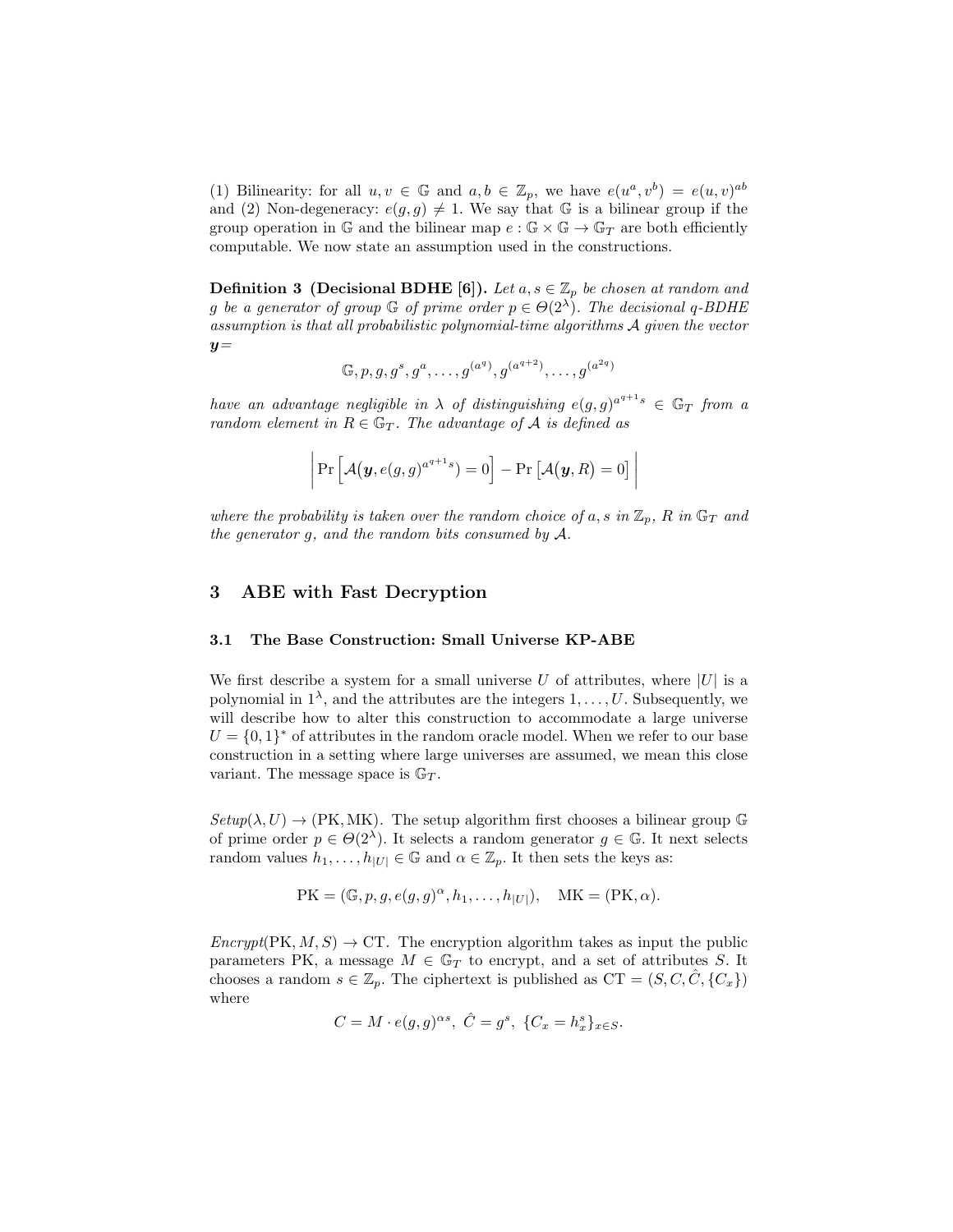(1) Bilinearity: for all $u, v \in \mathbb{G}$ and $a, b \in \mathbb{Z}_p$, we have $e(u^a, v^b) = e(u, v)^{ab}$ and (2) Non-degeneracy: $e(g, g) \neq 1$. We say that $\mathbb{G}$ is a bilinear group if the group operation in $\mathbb{G}$ and the bilinear map $e : \mathbb{G} \times \mathbb{G} \to \mathbb{G}_T$ are both efficiently computable. We now state an assumption used in the constructions.

**Definition 3 (Decisional BDHE [6]).** *Let $a, s \in \mathbb{Z}_p$ be chosen at random and $g$ be a generator of group $\mathbb{G}$ of prime order $p \in \Theta(2^\lambda)$. The decisional $q$-BDHE assumption is that all probabilistic polynomial-time algorithms $\mathcal{A}$ given the vector $\boldsymbol{y}=$*

$$\mathbb{G}, p, g, g^s, g^a, \ldots, g^{(a^q)}, g^{(a^{q+2})}, \ldots, g^{(a^{2q})}$$

*have an advantage negligible in $\lambda$ of distinguishing $e(g,g)^{a^{q+1}s} \in \mathbb{G}_T$ from a random element in $R \in \mathbb{G}_T$. The advantage of $\mathcal{A}$ is defined as*

$$\left| \Pr\left[\mathcal{A}\big(\boldsymbol{y}, e(g,g)^{a^{q+1}s}\big) = 0\right] - \Pr\left[\mathcal{A}\big(\boldsymbol{y}, R\big) = 0\right] \right|$$

*where the probability is taken over the random choice of $a, s$ in $\mathbb{Z}_p$, $R$ in $\mathbb{G}_T$ and the generator $g$, and the random bits consumed by $\mathcal{A}$.*

## 3 ABE with Fast Decryption

### 3.1 The Base Construction: Small Universe KP-ABE

We first describe a system for a small universe $U$ of attributes, where $|U|$ is a polynomial in $1^\lambda$, and the attributes are the integers $1, \ldots, U$. Subsequently, we will describe how to alter this construction to accommodate a large universe $U = \{0,1\}^*$ of attributes in the random oracle model. When we refer to our base construction in a setting where large universes are assumed, we mean this close variant. The message space is $\mathbb{G}_T$.

*Setup*$(\lambda, U) \to (\mathrm{PK}, \mathrm{MK})$. The setup algorithm first chooses a bilinear group $\mathbb{G}$ of prime order $p \in \Theta(2^\lambda)$. It selects a random generator $g \in \mathbb{G}$. It next selects random values $h_1, \ldots, h_{|U|} \in \mathbb{G}$ and $\alpha \in \mathbb{Z}_p$. It then sets the keys as:

$$\mathrm{PK} = (\mathbb{G}, p, g, e(g,g)^\alpha, h_1, \ldots, h_{|U|}), \quad \mathrm{MK} = (\mathrm{PK}, \alpha).$$

*Encrypt*$(\mathrm{PK}, M, S) \to \mathrm{CT}$. The encryption algorithm takes as input the public parameters PK, a message $M \in \mathbb{G}_T$ to encrypt, and a set of attributes $S$. It chooses a random $s \in \mathbb{Z}_p$. The ciphertext is published as $\mathrm{CT} = (S, C, \hat{C}, \{C_x\})$ where

$$C = M \cdot e(g,g)^{\alpha s}, \; \hat{C} = g^s, \; \{C_x = h_x^s\}_{x \in S}.$$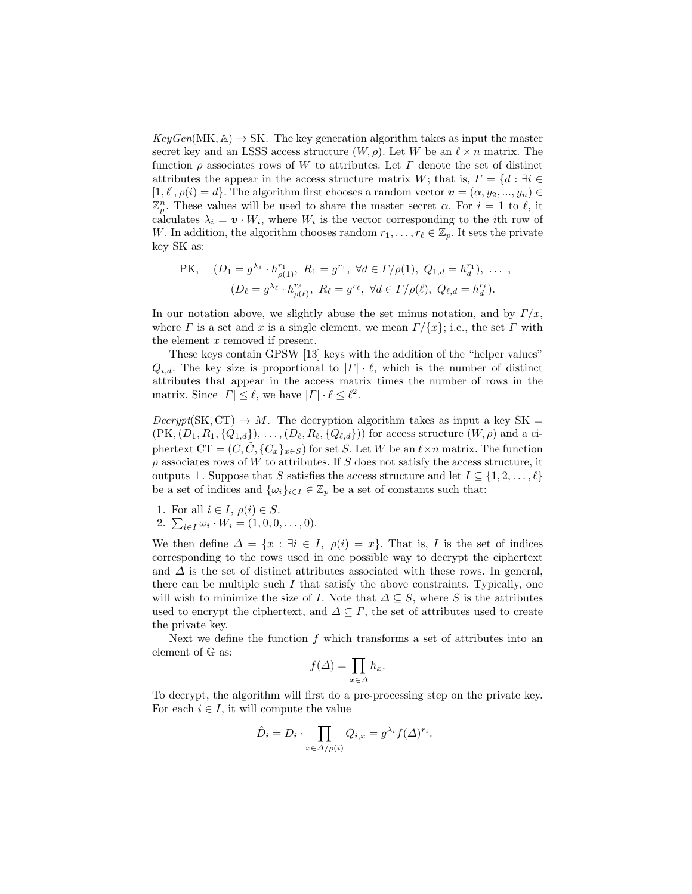*KeyGen*(MK, $\mathbb{A}$) $\rightarrow$ SK. The key generation algorithm takes as input the master secret key and an LSSS access structure $(W, \rho)$. Let $W$ be an $\ell \times n$ matrix. The function $\rho$ associates rows of $W$ to attributes. Let $\Gamma$ denote the set of distinct attributes the appear in the access structure matrix $W$; that is, $\Gamma = \{d : \exists i \in [1, \ell], \rho(i) = d\}$. The algorithm first chooses a random vector $\boldsymbol{v} = (\alpha, y_2, ..., y_n) \in \mathbb{Z}_p^n$. These values will be used to share the master secret $\alpha$. For $i = 1$ to $\ell$, it calculates $\lambda_i = \boldsymbol{v} \cdot W_i$, where $W_i$ is the vector corresponding to the $i$th row of $W$. In addition, the algorithm chooses random $r_1, \ldots, r_\ell \in \mathbb{Z}_p$. It sets the private key SK as:

$$\text{PK}, \quad (D_1 = g^{\lambda_1} \cdot h_{\rho(1)}^{r_1},\ R_1 = g^{r_1},\ \forall d \in \Gamma/\rho(1),\ Q_{1,d} = h_d^{r_1}),\ \ldots\ ,$$
$$(D_\ell = g^{\lambda_\ell} \cdot h_{\rho(\ell)}^{r_\ell},\ R_\ell = g^{r_\ell},\ \forall d \in \Gamma/\rho(\ell),\ Q_{\ell,d} = h_d^{r_\ell}).$$

In our notation above, we slightly abuse the set minus notation, and by $\Gamma/x$, where $\Gamma$ is a set and $x$ is a single element, we mean $\Gamma/\{x\}$; i.e., the set $\Gamma$ with the element $x$ removed if present.

These keys contain GPSW [13] keys with the addition of the "helper values" $Q_{i,d}$. The key size is proportional to $|\Gamma| \cdot \ell$, which is the number of distinct attributes that appear in the access matrix times the number of rows in the matrix. Since $|\Gamma| \leq \ell$, we have $|\Gamma| \cdot \ell \leq \ell^2$.

*Decrypt*(SK, CT) $\rightarrow M$. The decryption algorithm takes as input a key SK $= (\text{PK}, (D_1, R_1, \{Q_{1,d}\}), \ldots, (D_\ell, R_\ell, \{Q_{\ell,d}\}))$ for access structure $(W, \rho)$ and a ciphertext CT $= (C, \hat{C}, \{C_x\}_{x \in S})$ for set $S$. Let $W$ be an $\ell \times n$ matrix. The function $\rho$ associates rows of $W$ to attributes. If $S$ does not satisfy the access structure, it outputs $\perp$. Suppose that $S$ satisfies the access structure and let $I \subseteq \{1, 2, \ldots, \ell\}$ be a set of indices and $\{\omega_i\}_{i \in I} \in \mathbb{Z}_p$ be a set of constants such that:

1. For all $i \in I$, $\rho(i) \in S$.
2. $\sum_{i \in I} \omega_i \cdot W_i = (1, 0, 0, \ldots, 0)$.

We then define $\Delta = \{x : \exists i \in I,\ \rho(i) = x\}$. That is, $I$ is the set of indices corresponding to the rows used in one possible way to decrypt the ciphertext and $\Delta$ is the set of distinct attributes associated with these rows. In general, there can be multiple such $I$ that satisfy the above constraints. Typically, one will wish to minimize the size of $I$. Note that $\Delta \subseteq S$, where $S$ is the attributes used to encrypt the ciphertext, and $\Delta \subseteq \Gamma$, the set of attributes used to create the private key.

Next we define the function $f$ which transforms a set of attributes into an element of $\mathbb{G}$ as:

$$f(\Delta) = \prod_{x \in \Delta} h_x.$$

To decrypt, the algorithm will first do a pre-processing step on the private key. For each $i \in I$, it will compute the value

$$\hat{D}_i = D_i \cdot \prod_{x \in \Delta/\rho(i)} Q_{i,x} = g^{\lambda_i} f(\Delta)^{r_i}.$$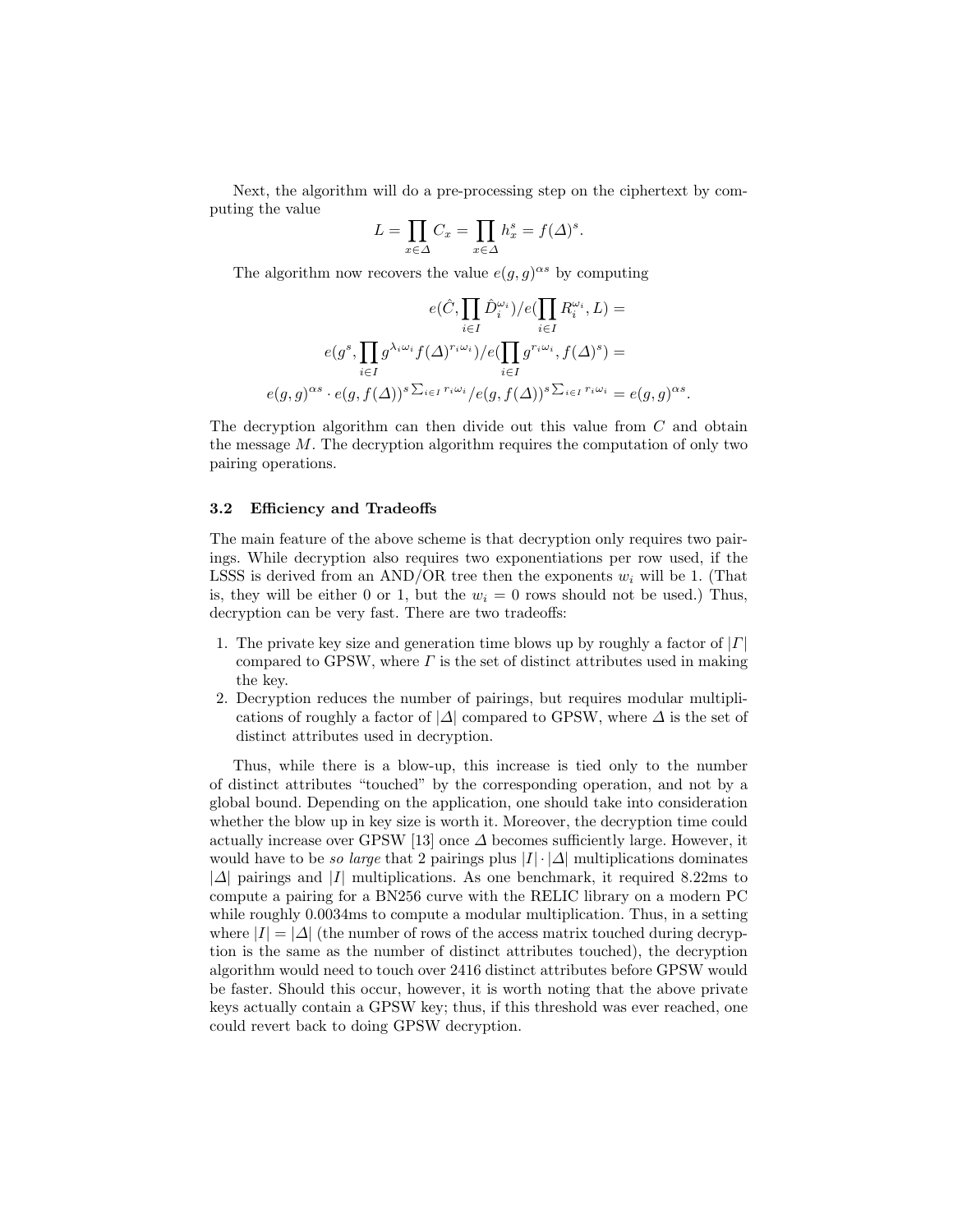Next, the algorithm will do a pre-processing step on the ciphertext by computing the value

$$L = \prod_{x \in \Delta} C_x = \prod_{x \in \Delta} h_x^s = f(\Delta)^s.$$

The algorithm now recovers the value $e(g,g)^{\alpha s}$ by computing

$$e(\hat{C}, \prod_{i \in I} \hat{D}_i^{\omega_i}) / e(\prod_{i \in I} R_i^{\omega_i}, L) =$$

$$e(g^s, \prod_{i \in I} g^{\lambda_i \omega_i} f(\Delta)^{r_i \omega_i}) / e(\prod_{i \in I} g^{r_i \omega_i}, f(\Delta)^s) =$$

$$e(g,g)^{\alpha s} \cdot e(g, f(\Delta))^{s \sum_{i \in I} r_i \omega_i} / e(g, f(\Delta))^{s \sum_{i \in I} r_i \omega_i} = e(g,g)^{\alpha s}.$$

The decryption algorithm can then divide out this value from $C$ and obtain the message $M$. The decryption algorithm requires the computation of only two pairing operations.

### 3.2 Efficiency and Tradeoffs

The main feature of the above scheme is that decryption only requires two pairings. While decryption also requires two exponentiations per row used, if the LSSS is derived from an AND/OR tree then the exponents $w_i$ will be 1. (That is, they will be either 0 or 1, but the $w_i = 0$ rows should not be used.) Thus, decryption can be very fast. There are two tradeoffs:

1. The private key size and generation time blows up by roughly a factor of $|\Gamma|$ compared to GPSW, where $\Gamma$ is the set of distinct attributes used in making the key.
2. Decryption reduces the number of pairings, but requires modular multiplications of roughly a factor of $|\Delta|$ compared to GPSW, where $\Delta$ is the set of distinct attributes used in decryption.

Thus, while there is a blow-up, this increase is tied only to the number of distinct attributes "touched" by the corresponding operation, and not by a global bound. Depending on the application, one should take into consideration whether the blow up in key size is worth it. Moreover, the decryption time could actually increase over GPSW [13] once $\Delta$ becomes sufficiently large. However, it would have to be *so large* that 2 pairings plus $|I| \cdot |\Delta|$ multiplications dominates $|\Delta|$ pairings and $|I|$ multiplications. As one benchmark, it required 8.22ms to compute a pairing for a BN256 curve with the RELIC library on a modern PC while roughly 0.0034ms to compute a modular multiplication. Thus, in a setting where $|I| = |\Delta|$ (the number of rows of the access matrix touched during decryption is the same as the number of distinct attributes touched), the decryption algorithm would need to touch over 2416 distinct attributes before GPSW would be faster. Should this occur, however, it is worth noting that the above private keys actually contain a GPSW key; thus, if this threshold was ever reached, one could revert back to doing GPSW decryption.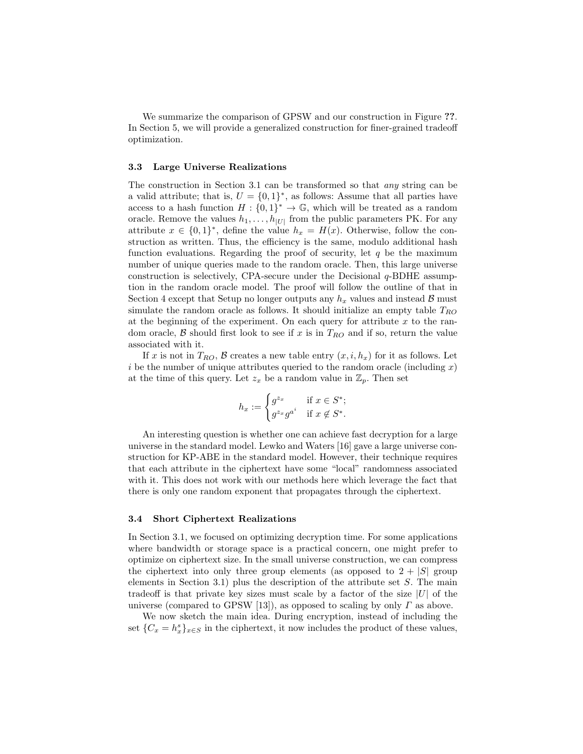We summarize the comparison of GPSW and our construction in Figure **??**. In Section 5, we will provide a generalized construction for finer-grained tradeoff optimization.

### 3.3 Large Universe Realizations

The construction in Section 3.1 can be transformed so that *any* string can be a valid attribute; that is, $U = \{0,1\}^*$, as follows: Assume that all parties have access to a hash function $H : \{0,1\}^* \to \mathbb{G}$, which will be treated as a random oracle. Remove the values $h_1, \ldots, h_{|U|}$ from the public parameters PK. For any attribute $x \in \{0,1\}^*$, define the value $h_x = H(x)$. Otherwise, follow the construction as written. Thus, the efficiency is the same, modulo additional hash function evaluations. Regarding the proof of security, let $q$ be the maximum number of unique queries made to the random oracle. Then, this large universe construction is selectively, CPA-secure under the Decisional $q$-BDHE assumption in the random oracle model. The proof will follow the outline of that in Section 4 except that Setup no longer outputs any $h_x$ values and instead $\mathcal{B}$ must simulate the random oracle as follows. It should initialize an empty table $T_{RO}$ at the beginning of the experiment. On each query for attribute $x$ to the random oracle, $\mathcal{B}$ should first look to see if $x$ is in $T_{RO}$ and if so, return the value associated with it.

If $x$ is not in $T_{RO}$, $\mathcal{B}$ creates a new table entry $(x, i, h_x)$ for it as follows. Let $i$ be the number of unique attributes queried to the random oracle (including $x$) at the time of this query. Let $z_x$ be a random value in $\mathbb{Z}_p$. Then set

$$h_x := \begin{cases} g^{z_x} & \text{if } x \in S^*; \\ g^{z_x} g^{a^i} & \text{if } x \notin S^*. \end{cases}$$

An interesting question is whether one can achieve fast decryption for a large universe in the standard model. Lewko and Waters [16] gave a large universe construction for KP-ABE in the standard model. However, their technique requires that each attribute in the ciphertext have some "local" randomness associated with it. This does not work with our methods here which leverage the fact that there is only one random exponent that propagates through the ciphertext.

### 3.4 Short Ciphertext Realizations

In Section 3.1, we focused on optimizing decryption time. For some applications where bandwidth or storage space is a practical concern, one might prefer to optimize on ciphertext size. In the small universe construction, we can compress the ciphertext into only three group elements (as opposed to $2 + |S|$ group elements in Section 3.1) plus the description of the attribute set $S$. The main tradeoff is that private key sizes must scale by a factor of the size $|U|$ of the universe (compared to GPSW [13]), as opposed to scaling by only $\Gamma$ as above.

We now sketch the main idea. During encryption, instead of including the set $\{C_x = h_x^s\}_{x \in S}$ in the ciphertext, it now includes the product of these values,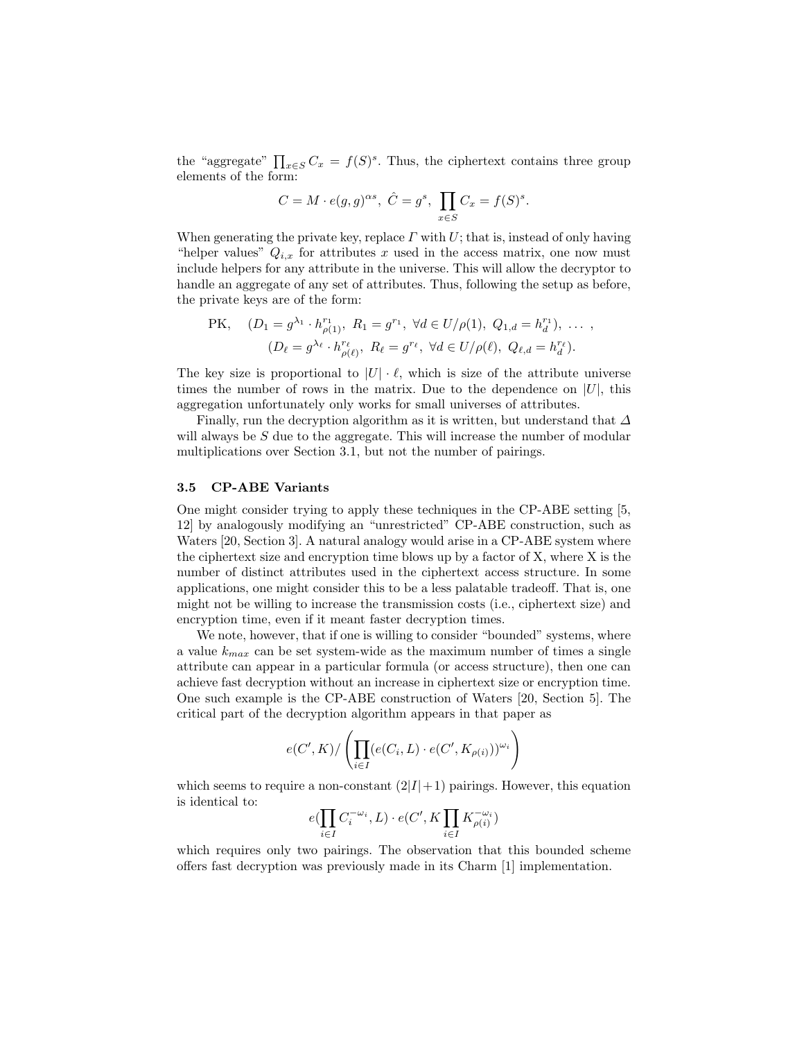the "aggregate" $\prod_{x \in S} C_x = f(S)^s$. Thus, the ciphertext contains three group elements of the form:

$$C = M \cdot e(g,g)^{\alpha s},\ \hat{C} = g^s,\ \prod_{x \in S} C_x = f(S)^s.$$

When generating the private key, replace $\Gamma$ with $U$; that is, instead of only having "helper values" $Q_{i,x}$ for attributes $x$ used in the access matrix, one now must include helpers for any attribute in the universe. This will allow the decryptor to handle an aggregate of any set of attributes. Thus, following the setup as before, the private keys are of the form:

$$\text{PK}, \quad (D_1 = g^{\lambda_1} \cdot h_{\rho(1)}^{r_1},\ R_1 = g^{r_1},\ \forall d \in U/\rho(1),\ Q_{1,d} = h_d^{r_1}),\ \ldots\ ,$$
$$(D_\ell = g^{\lambda_\ell} \cdot h_{\rho(\ell)}^{r_\ell},\ R_\ell = g^{r_\ell},\ \forall d \in U/\rho(\ell),\ Q_{\ell,d} = h_d^{r_\ell}).$$

The key size is proportional to $|U| \cdot \ell$, which is size of the attribute universe times the number of rows in the matrix. Due to the dependence on $|U|$, this aggregation unfortunately only works for small universes of attributes.

Finally, run the decryption algorithm as it is written, but understand that $\Delta$ will always be $S$ due to the aggregate. This will increase the number of modular multiplications over Section 3.1, but not the number of pairings.

### 3.5 CP-ABE Variants

One might consider trying to apply these techniques in the CP-ABE setting [5, 12] by analogously modifying an "unrestricted" CP-ABE construction, such as Waters [20, Section 3]. A natural analogy would arise in a CP-ABE system where the ciphertext size and encryption time blows up by a factor of X, where X is the number of distinct attributes used in the ciphertext access structure. In some applications, one might consider this to be a less palatable tradeoff. That is, one might not be willing to increase the transmission costs (i.e., ciphertext size) and encryption time, even if it meant faster decryption times.

We note, however, that if one is willing to consider "bounded" systems, where a value $k_{max}$ can be set system-wide as the maximum number of times a single attribute can appear in a particular formula (or access structure), then one can achieve fast decryption without an increase in ciphertext size or encryption time. One such example is the CP-ABE construction of Waters [20, Section 5]. The critical part of the decryption algorithm appears in that paper as

$$e(C', K) / \left( \prod_{i \in I} (e(C_i, L) \cdot e(C', K_{\rho(i)}))^{\omega_i} \right)$$

which seems to require a non-constant $(2|I|+1)$ pairings. However, this equation is identical to:

$$e(\prod_{i \in I} C_i^{-\omega_i}, L) \cdot e(C', K \prod_{i \in I} K_{\rho(i)}^{-\omega_i})$$

which requires only two pairings. The observation that this bounded scheme offers fast decryption was previously made in its Charm [1] implementation.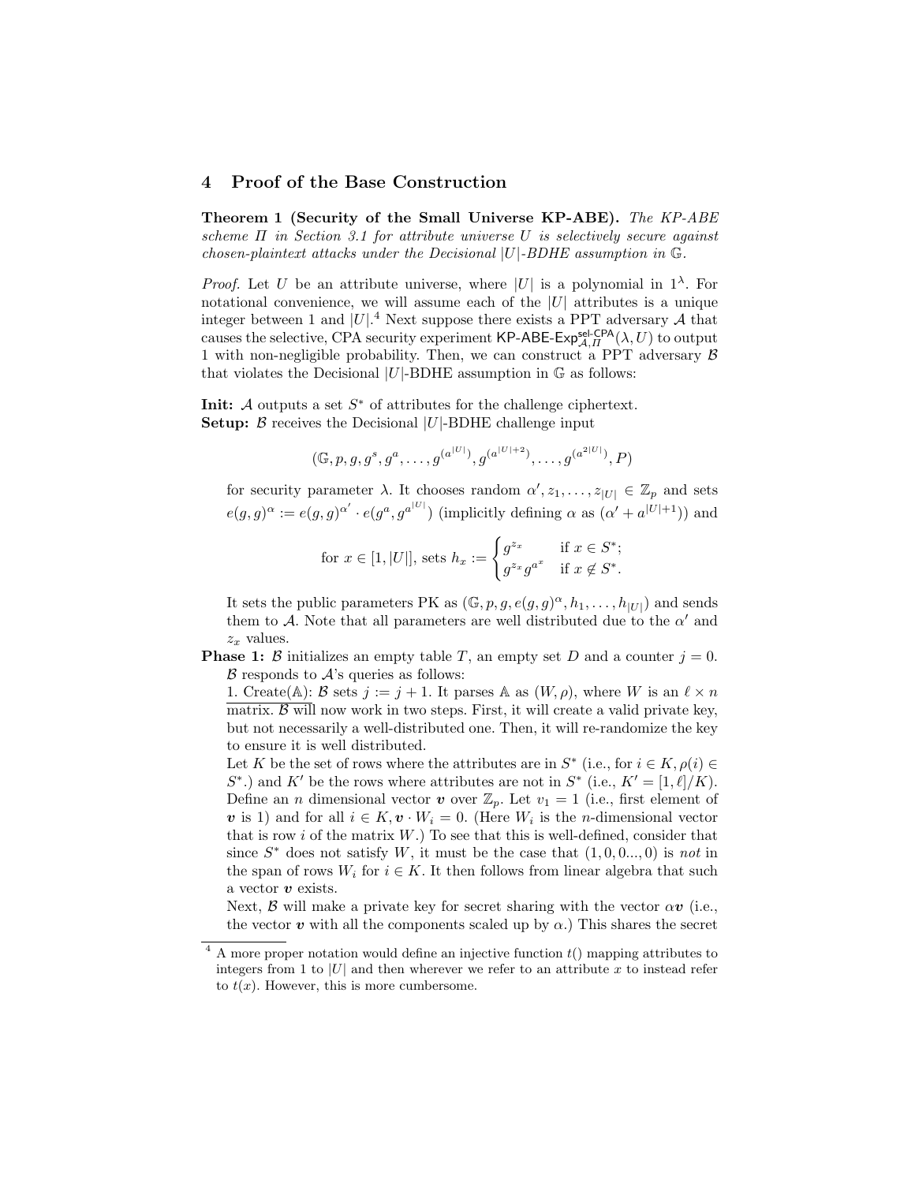## 4 Proof of the Base Construction

**Theorem 1 (Security of the Small Universe KP-ABE).** *The KP-ABE scheme $\Pi$ in Section 3.1 for attribute universe $U$ is selectively secure against chosen-plaintext attacks under the Decisional $|U|$-BDHE assumption in $\mathbb{G}$.*

*Proof.* Let $U$ be an attribute universe, where $|U|$ is a polynomial in $1^\lambda$. For notational convenience, we will assume each of the $|U|$ attributes is a unique integer between 1 and $|U|$.[4] Next suppose there exists a PPT adversary $\mathcal{A}$ that causes the selective, CPA security experiment $\mathsf{KP\text{-}ABE\text{-}Exp}^{\mathsf{sel\text{-}CPA}}_{\mathcal{A},\Pi}(\lambda, U)$ to output 1 with non-negligible probability. Then, we can construct a PPT adversary $\mathcal{B}$ that violates the Decisional $|U|$-BDHE assumption in $\mathbb{G}$ as follows:

**Init:** $\mathcal{A}$ outputs a set $S^*$ of attributes for the challenge ciphertext.

**Setup:** $\mathcal{B}$ receives the Decisional $|U|$-BDHE challenge input

$$(\mathbb{G}, p, g, g^s, g^a, \ldots, g^{(a^{|U|})}, g^{(a^{|U|+2})}, \ldots, g^{(a^{2|U|})}, P)$$

for security parameter $\lambda$. It chooses random $\alpha', z_1, \ldots, z_{|U|} \in \mathbb{Z}_p$ and sets $e(g,g)^\alpha := e(g,g)^{\alpha'} \cdot e(g^a, g^{a^{|U|}})$ (implicitly defining $\alpha$ as $(\alpha' + a^{|U|+1})$) and

$$\text{for } x \in [1, |U|], \text{ sets } h_x := \begin{cases} g^{z_x} & \text{if } x \in S^*; \\ g^{z_x} g^{a^x} & \text{if } x \notin S^*. \end{cases}$$

It sets the public parameters PK as $(\mathbb{G}, p, g, e(g,g)^\alpha, h_1, \ldots, h_{|U|})$ and sends them to $\mathcal{A}$. Note that all parameters are well distributed due to the $\alpha'$ and $z_x$ values.

**Phase 1:** $\mathcal{B}$ initializes an empty table $T$, an empty set $D$ and a counter $j = 0$. $\mathcal{B}$ responds to $\mathcal{A}$'s queries as follows:

1. Create($\mathbb{A}$): $\mathcal{B}$ sets $j := j + 1$. It parses $\mathbb{A}$ as $(W, \rho)$, where $W$ is an $\ell \times n$ matrix. $\mathcal{B}$ will now work in two steps. First, it will create a valid private key, but not necessarily a well-distributed one. Then, it will re-randomize the key to ensure it is well distributed.

Let $K$ be the set of rows where the attributes are in $S^*$ (i.e., for $i \in K, \rho(i) \in S^*$.) and $K'$ be the rows where attributes are not in $S^*$ (i.e., $K' = [1, \ell]/K$). Define an $n$ dimensional vector $\boldsymbol{v}$ over $\mathbb{Z}_p$. Let $v_1 = 1$ (i.e., first element of $\boldsymbol{v}$ is 1) and for all $i \in K, \boldsymbol{v} \cdot W_i = 0$. (Here $W_i$ is the $n$-dimensional vector that is row $i$ of the matrix $W$.) To see that this is well-defined, consider that since $S^*$ does not satisfy $W$, it must be the case that $(1, 0, 0..., 0)$ is *not* in the span of rows $W_i$ for $i \in K$. It then follows from linear algebra that such a vector $\boldsymbol{v}$ exists.

Next, $\mathcal{B}$ will make a private key for secret sharing with the vector $\alpha\boldsymbol{v}$ (i.e., the vector $\boldsymbol{v}$ with all the components scaled up by $\alpha$.) This shares the secret

---

[4] A more proper notation would define an injective function $t()$ mapping attributes to integers from 1 to $|U|$ and then wherever we refer to an attribute $x$ to instead refer to $t(x)$. However, this is more cumbersome.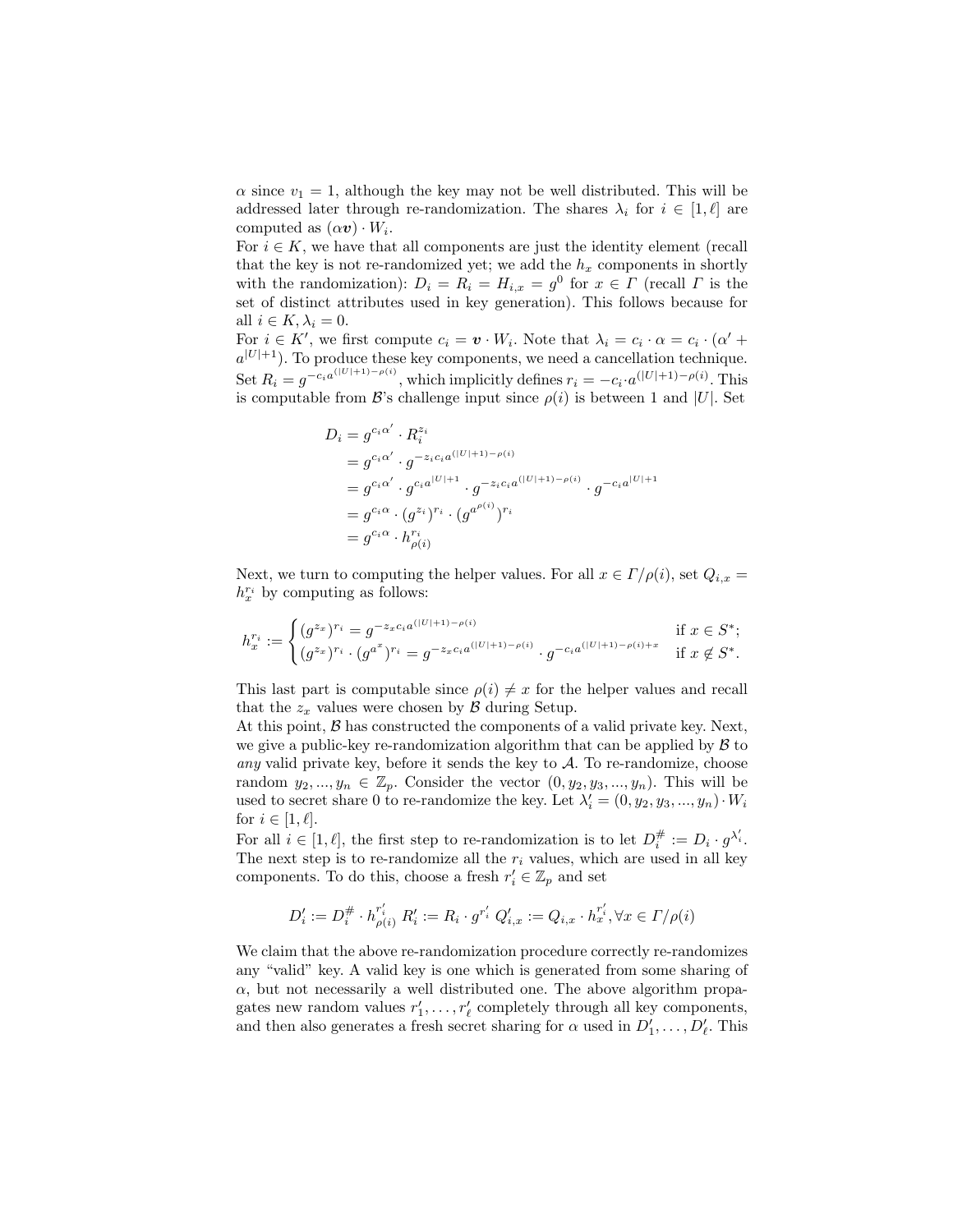$\alpha$ since $v_1 = 1$, although the key may not be well distributed. This will be addressed later through re-randomization. The shares $\lambda_i$ for $i \in [1, \ell]$ are computed as $(\alpha \boldsymbol{v}) \cdot W_i$.

For $i \in K$, we have that all components are just the identity element (recall that the key is not re-randomized yet; we add the $h_x$ components in shortly with the randomization): $D_i = R_i = H_{i,x} = g^0$ for $x \in \Gamma$ (recall $\Gamma$ is the set of distinct attributes used in key generation). This follows because for all $i \in K, \lambda_i = 0$.

For $i \in K'$, we first compute $c_i = \boldsymbol{v} \cdot W_i$. Note that $\lambda_i = c_i \cdot \alpha = c_i \cdot (\alpha' + a^{|U|+1})$. To produce these key components, we need a cancellation technique. Set $R_i = g^{-c_i a^{(|U|+1)-\rho(i)}}$, which implicitly defines $r_i = -c_i \cdot a^{(|U|+1)-\rho(i)}$. This is computable from $\mathcal{B}$'s challenge input since $\rho(i)$ is between 1 and $|U|$. Set

$$
\begin{aligned}
D_i &= g^{c_i \alpha'} \cdot R_i^{z_i} \\
&= g^{c_i \alpha'} \cdot g^{-z_i c_i a^{(|U|+1)-\rho(i)}} \\
&= g^{c_i \alpha'} \cdot g^{c_i a^{|U|+1}} \cdot g^{-z_i c_i a^{(|U|+1)-\rho(i)}} \cdot g^{-c_i a^{|U|+1}} \\
&= g^{c_i \alpha} \cdot (g^{z_i})^{r_i} \cdot (g^{a^{\rho(i)}})^{r_i} \\
&= g^{c_i \alpha} \cdot h_{\rho(i)}^{r_i}
\end{aligned}
$$

Next, we turn to computing the helper values. For all $x \in \Gamma/\rho(i)$, set $Q_{i,x} = h_x^{r_i}$ by computing as follows:

$$
h_x^{r_i} := \begin{cases} (g^{z_x})^{r_i} = g^{-z_x c_i a^{(|U|+1)-\rho(i)}} & \text{if } x \in S^*; \\ (g^{z_x})^{r_i} \cdot (g^{a^x})^{r_i} = g^{-z_x c_i a^{(|U|+1)-\rho(i)}} \cdot g^{-c_i a^{(|U|+1)-\rho(i)+x}} & \text{if } x \notin S^*. \end{cases}
$$

This last part is computable since $\rho(i) \neq x$ for the helper values and recall that the $z_x$ values were chosen by $\mathcal{B}$ during Setup.

At this point, $\mathcal{B}$ has constructed the components of a valid private key. Next, we give a public-key re-randomization algorithm that can be applied by $\mathcal{B}$ to *any* valid private key, before it sends the key to $\mathcal{A}$. To re-randomize, choose random $y_2, ..., y_n \in \mathbb{Z}_p$. Consider the vector $(0, y_2, y_3, ..., y_n)$. This will be used to secret share 0 to re-randomize the key. Let $\lambda'_i = (0, y_2, y_3, ..., y_n) \cdot W_i$ for $i \in [1, \ell]$.

For all $i \in [1, \ell]$, the first step to re-randomization is to let $D_i^{\#} := D_i \cdot g^{\lambda'_i}$. The next step is to re-randomize all the $r_i$ values, which are used in all key components. To do this, choose a fresh $r'_i \in \mathbb{Z}_p$ and set

$$
D'_i := D_i^{\#} \cdot h_{\rho(i)}^{r'_i} \; R'_i := R_i \cdot g^{r'_i} \; Q'_{i,x} := Q_{i,x} \cdot h_x^{r'_i}, \forall x \in \Gamma/\rho(i)
$$

We claim that the above re-randomization procedure correctly re-randomizes any "valid" key. A valid key is one which is generated from some sharing of $\alpha$, but not necessarily a well distributed one. The above algorithm propagates new random values $r'_1, \ldots, r'_\ell$ completely through all key components, and then also generates a fresh secret sharing for $\alpha$ used in $D'_1, \ldots, D'_\ell$. This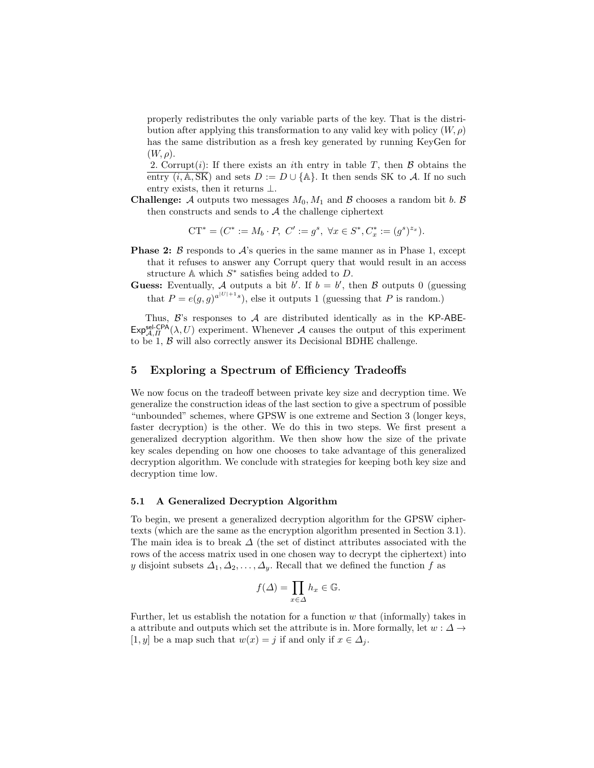properly redistributes the only variable parts of the key. That is the distribution after applying this transformation to any valid key with policy $(W, \rho)$ has the same distribution as a fresh key generated by running KeyGen for $(W, \rho)$.

2. Corrupt($i$): If there exists an $i$th entry in table $T$, then $\mathcal{B}$ obtains the entry $(i, \mathbb{A}, \mathrm{SK})$ and sets $D := D \cup \{\mathbb{A}\}$. It then sends SK to $\mathcal{A}$. If no such entry exists, then it returns $\perp$.

**Challenge:** $\mathcal{A}$ outputs two messages $M_0, M_1$ and $\mathcal{B}$ chooses a random bit $b$. $\mathcal{B}$ then constructs and sends to $\mathcal{A}$ the challenge ciphertext

$$\mathrm{CT}^* = (C^* := M_b \cdot P,\ C' := g^s,\ \forall x \in S^*, C^*_x := (g^s)^{z_x}).$$

**Phase 2:** $\mathcal{B}$ responds to $\mathcal{A}$'s queries in the same manner as in Phase 1, except that it refuses to answer any Corrupt query that would result in an access structure $\mathbb{A}$ which $S^*$ satisfies being added to $D$.

**Guess:** Eventually, $\mathcal{A}$ outputs a bit $b'$. If $b = b'$, then $\mathcal{B}$ outputs 0 (guessing that $P = e(g,g)^{a^{|U|+1}s}$), else it outputs 1 (guessing that $P$ is random.)

Thus, $\mathcal{B}$'s responses to $\mathcal{A}$ are distributed identically as in the $\mathsf{KP\text{-}ABE\text{-}Exp}^{\mathsf{sel\text{-}CPA}}_{\mathcal{A},\Pi}(\lambda, U)$ experiment. Whenever $\mathcal{A}$ causes the output of this experiment to be 1, $\mathcal{B}$ will also correctly answer its Decisional BDHE challenge.

## 5 Exploring a Spectrum of Efficiency Tradeoffs

We now focus on the tradeoff between private key size and decryption time. We generalize the construction ideas of the last section to give a spectrum of possible "unbounded" schemes, where GPSW is one extreme and Section 3 (longer keys, faster decryption) is the other. We do this in two steps. We first present a generalized decryption algorithm. We then show how the size of the private key scales depending on how one chooses to take advantage of this generalized decryption algorithm. We conclude with strategies for keeping both key size and decryption time low.

### 5.1 A Generalized Decryption Algorithm

To begin, we present a generalized decryption algorithm for the GPSW ciphertexts (which are the same as the encryption algorithm presented in Section 3.1). The main idea is to break $\Delta$ (the set of distinct attributes associated with the rows of the access matrix used in one chosen way to decrypt the ciphertext) into $y$ disjoint subsets $\Delta_1, \Delta_2, \ldots, \Delta_y$. Recall that we defined the function $f$ as

$$f(\Delta) = \prod_{x \in \Delta} h_x \in \mathbb{G}.$$

Further, let us establish the notation for a function $w$ that (informally) takes in a attribute and outputs which set the attribute is in. More formally, let $w : \Delta \to [1, y]$ be a map such that $w(x) = j$ if and only if $x \in \Delta_j$.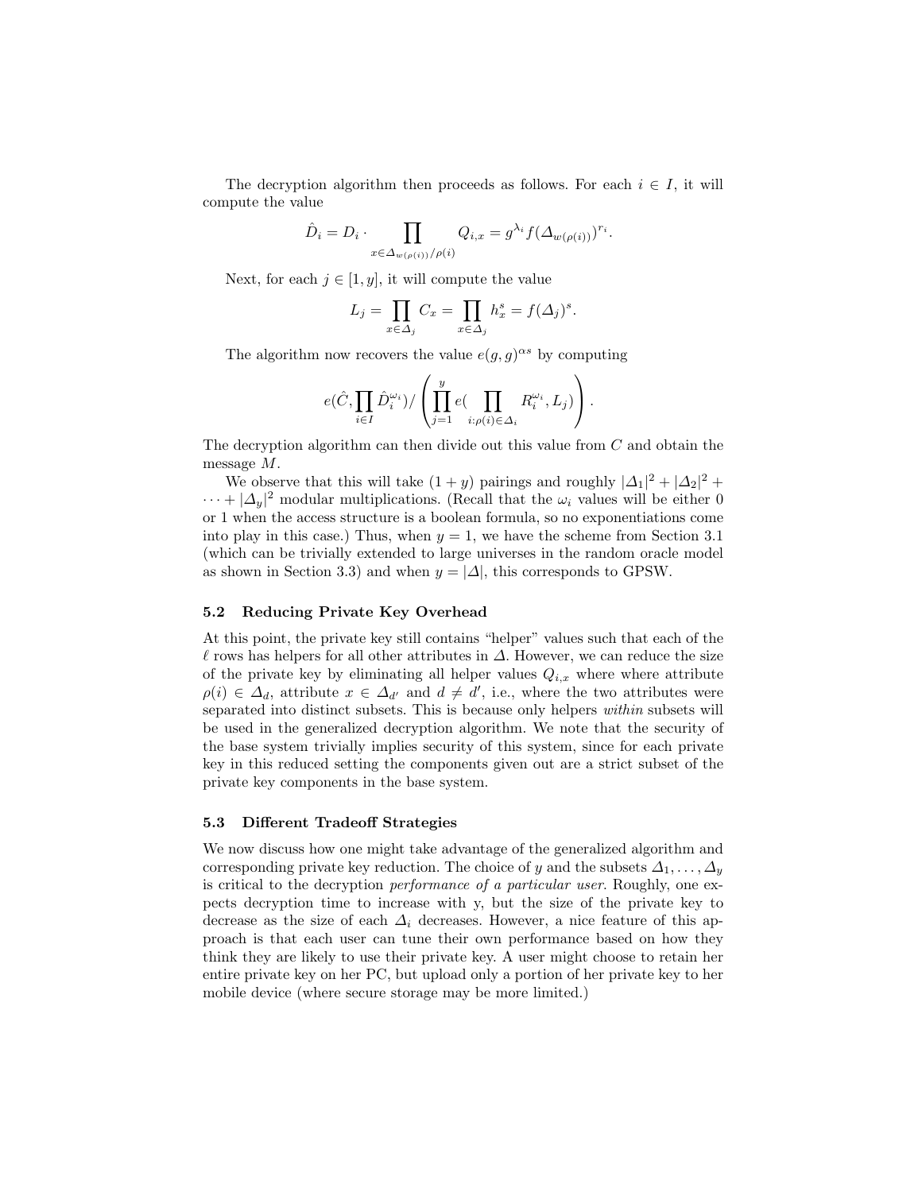The decryption algorithm then proceeds as follows. For each $i \in I$, it will compute the value

$$\hat{D}_i = D_i \cdot \prod_{x \in \Delta_{w(\rho(i))} / \rho(i)} Q_{i,x} = g^{\lambda_i} f(\Delta_{w(\rho(i))})^{r_i}.$$

Next, for each $j \in [1, y]$, it will compute the value

$$L_j = \prod_{x \in \Delta_j} C_x = \prod_{x \in \Delta_j} h_x^s = f(\Delta_j)^s.$$

The algorithm now recovers the value $e(g,g)^{\alpha s}$ by computing

$$e(\hat{C}, \prod_{i \in I} \hat{D}_i^{\omega_i}) / \left( \prod_{j=1}^{y} e( \prod_{i : \rho(i) \in \Delta_i} R_i^{\omega_i}, L_j) \right).$$

The decryption algorithm can then divide out this value from $C$ and obtain the message $M$.

We observe that this will take $(1+y)$ pairings and roughly $|\Delta_1|^2 + |\Delta_2|^2 + \cdots + |\Delta_y|^2$ modular multiplications. (Recall that the $\omega_i$ values will be either 0 or 1 when the access structure is a boolean formula, so no exponentiations come into play in this case.) Thus, when $y = 1$, we have the scheme from Section 3.1 (which can be trivially extended to large universes in the random oracle model as shown in Section 3.3) and when $y = |\Delta|$, this corresponds to GPSW.

### 5.2 Reducing Private Key Overhead

At this point, the private key still contains "helper" values such that each of the $\ell$ rows has helpers for all other attributes in $\Delta$. However, we can reduce the size of the private key by eliminating all helper values $Q_{i,x}$ where where attribute $\rho(i) \in \Delta_d$, attribute $x \in \Delta_{d'}$ and $d \neq d'$, i.e., where the two attributes were separated into distinct subsets. This is because only helpers *within* subsets will be used in the generalized decryption algorithm. We note that the security of the base system trivially implies security of this system, since for each private key in this reduced setting the components given out are a strict subset of the private key components in the base system.

### 5.3 Different Tradeoff Strategies

We now discuss how one might take advantage of the generalized algorithm and corresponding private key reduction. The choice of $y$ and the subsets $\Delta_1, \ldots, \Delta_y$ is critical to the decryption *performance of a particular user*. Roughly, one expects decryption time to increase with y, but the size of the private key to decrease as the size of each $\Delta_i$ decreases. However, a nice feature of this approach is that each user can tune their own performance based on how they think they are likely to use their private key. A user might choose to retain her entire private key on her PC, but upload only a portion of her private key to her mobile device (where secure storage may be more limited.)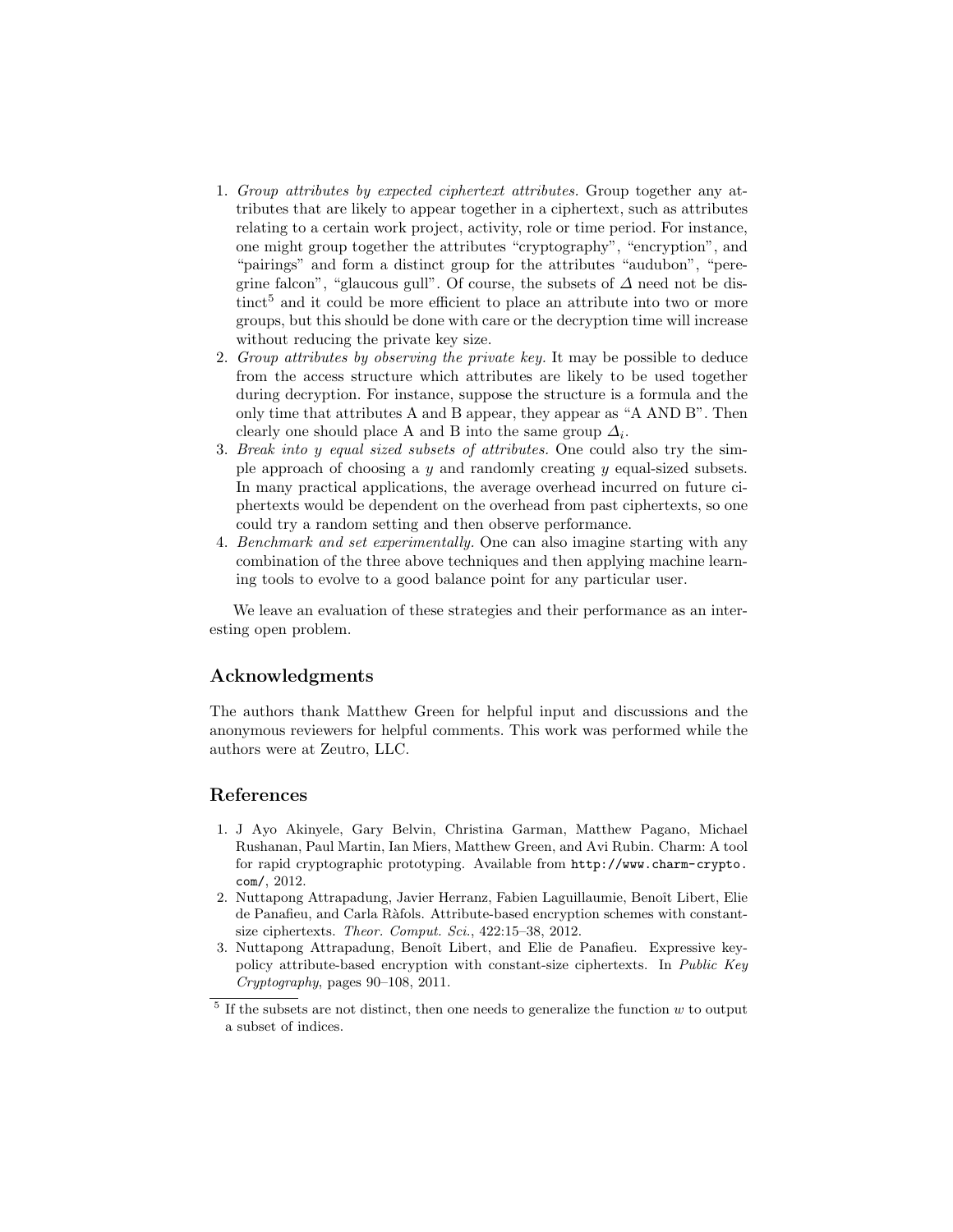1. *Group attributes by expected ciphertext attributes.* Group together any attributes that are likely to appear together in a ciphertext, such as attributes relating to a certain work project, activity, role or time period. For instance, one might group together the attributes "cryptography", "encryption", and "pairings" and form a distinct group for the attributes "audubon", "peregrine falcon", "glaucous gull". Of course, the subsets of $\Delta$ need not be distinct[5] and it could be more efficient to place an attribute into two or more groups, but this should be done with care or the decryption time will increase without reducing the private key size.
2. *Group attributes by observing the private key.* It may be possible to deduce from the access structure which attributes are likely to be used together during decryption. For instance, suppose the structure is a formula and the only time that attributes A and B appear, they appear as "A AND B". Then clearly one should place A and B into the same group $\Delta_i$.
3. *Break into y equal sized subsets of attributes.* One could also try the simple approach of choosing a $y$ and randomly creating $y$ equal-sized subsets. In many practical applications, the average overhead incurred on future ciphertexts would be dependent on the overhead from past ciphertexts, so one could try a random setting and then observe performance.
4. *Benchmark and set experimentally.* One can also imagine starting with any combination of the three above techniques and then applying machine learning tools to evolve to a good balance point for any particular user.

We leave an evaluation of these strategies and their performance as an interesting open problem.

## Acknowledgments

The authors thank Matthew Green for helpful input and discussions and the anonymous reviewers for helpful comments. This work was performed while the authors were at Zeutro, LLC.

## References

1. J Ayo Akinyele, Gary Belvin, Christina Garman, Matthew Pagano, Michael Rushanan, Paul Martin, Ian Miers, Matthew Green, and Avi Rubin. Charm: A tool for rapid cryptographic prototyping. Available from `http://www.charm-crypto.com/`, 2012.
2. Nuttapong Attrapadung, Javier Herranz, Fabien Laguillaumie, Benoît Libert, Elie de Panafieu, and Carla Ràfols. Attribute-based encryption schemes with constant-size ciphertexts. *Theor. Comput. Sci.*, 422:15–38, 2012.
3. Nuttapong Attrapadung, Benoît Libert, and Elie de Panafieu. Expressive key-policy attribute-based encryption with constant-size ciphertexts. In *Public Key Cryptography*, pages 90–108, 2011.

[5] If the subsets are not distinct, then one needs to generalize the function $w$ to output a subset of indices.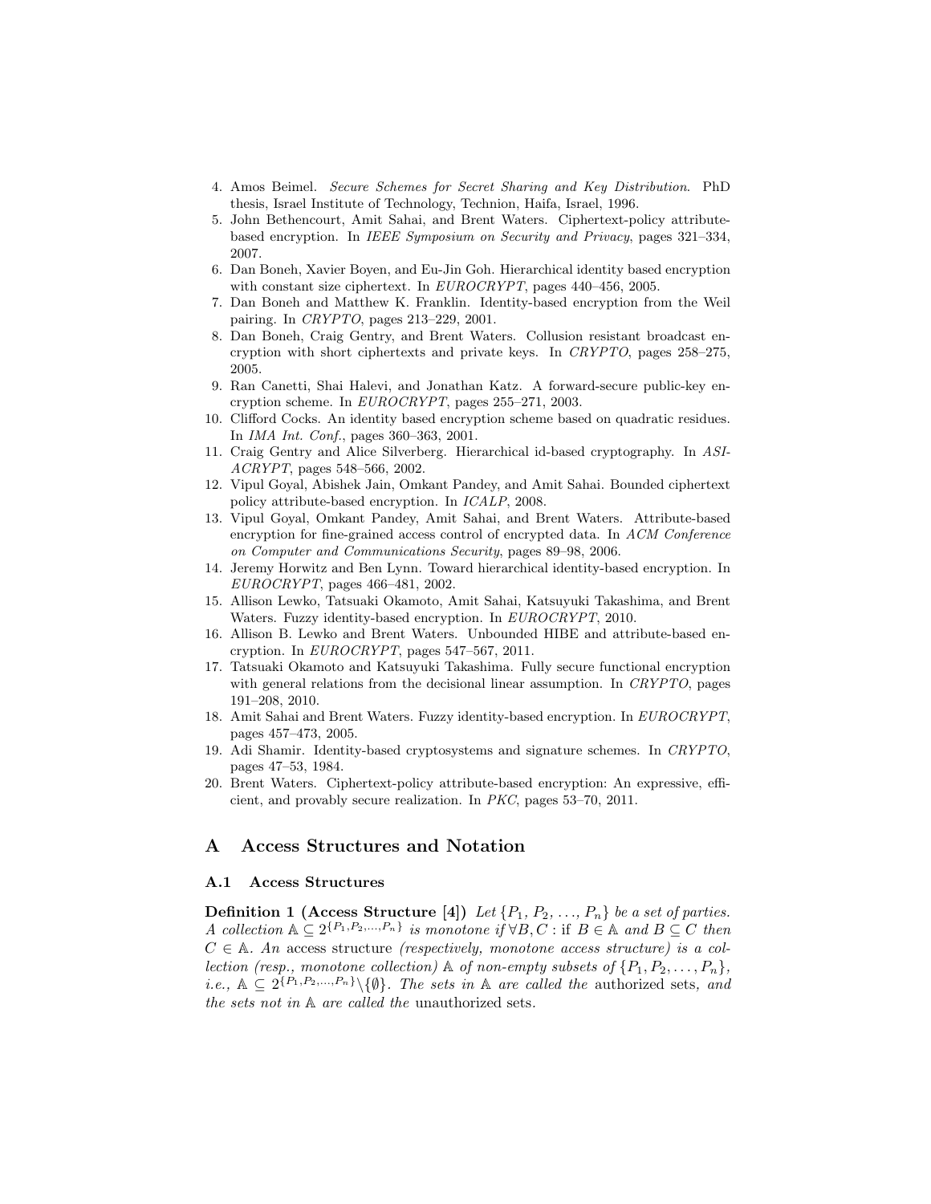4. Amos Beimel. *Secure Schemes for Secret Sharing and Key Distribution*. PhD thesis, Israel Institute of Technology, Technion, Haifa, Israel, 1996.
5. John Bethencourt, Amit Sahai, and Brent Waters. Ciphertext-policy attribute-based encryption. In *IEEE Symposium on Security and Privacy*, pages 321–334, 2007.
6. Dan Boneh, Xavier Boyen, and Eu-Jin Goh. Hierarchical identity based encryption with constant size ciphertext. In *EUROCRYPT*, pages 440–456, 2005.
7. Dan Boneh and Matthew K. Franklin. Identity-based encryption from the Weil pairing. In *CRYPTO*, pages 213–229, 2001.
8. Dan Boneh, Craig Gentry, and Brent Waters. Collusion resistant broadcast encryption with short ciphertexts and private keys. In *CRYPTO*, pages 258–275, 2005.
9. Ran Canetti, Shai Halevi, and Jonathan Katz. A forward-secure public-key encryption scheme. In *EUROCRYPT*, pages 255–271, 2003.
10. Clifford Cocks. An identity based encryption scheme based on quadratic residues. In *IMA Int. Conf.*, pages 360–363, 2001.
11. Craig Gentry and Alice Silverberg. Hierarchical id-based cryptography. In *ASIACRYPT*, pages 548–566, 2002.
12. Vipul Goyal, Abishek Jain, Omkant Pandey, and Amit Sahai. Bounded ciphertext policy attribute-based encryption. In *ICALP*, 2008.
13. Vipul Goyal, Omkant Pandey, Amit Sahai, and Brent Waters. Attribute-based encryption for fine-grained access control of encrypted data. In *ACM Conference on Computer and Communications Security*, pages 89–98, 2006.
14. Jeremy Horwitz and Ben Lynn. Toward hierarchical identity-based encryption. In *EUROCRYPT*, pages 466–481, 2002.
15. Allison Lewko, Tatsuaki Okamoto, Amit Sahai, Katsuyuki Takashima, and Brent Waters. Fuzzy identity-based encryption. In *EUROCRYPT*, 2010.
16. Allison B. Lewko and Brent Waters. Unbounded HIBE and attribute-based encryption. In *EUROCRYPT*, pages 547–567, 2011.
17. Tatsuaki Okamoto and Katsuyuki Takashima. Fully secure functional encryption with general relations from the decisional linear assumption. In *CRYPTO*, pages 191–208, 2010.
18. Amit Sahai and Brent Waters. Fuzzy identity-based encryption. In *EUROCRYPT*, pages 457–473, 2005.
19. Adi Shamir. Identity-based cryptosystems and signature schemes. In *CRYPTO*, pages 47–53, 1984.
20. Brent Waters. Ciphertext-policy attribute-based encryption: An expressive, efficient, and provably secure realization. In *PKC*, pages 53–70, 2011.

## A Access Structures and Notation

### A.1 Access Structures

**Definition 1 (Access Structure [4])** *Let $\{P_1, P_2, \ldots, P_n\}$ be a set of parties. A collection $\mathbb{A} \subseteq 2^{\{P_1,P_2,\ldots,P_n\}}$ is monotone if $\forall B, C$ : if $B \in \mathbb{A}$ and $B \subseteq C$ then $C \in \mathbb{A}$. An* access structure *(respectively, monotone access structure) is a collection (resp., monotone collection) $\mathbb{A}$ of non-empty subsets of $\{P_1, P_2, \ldots, P_n\}$, i.e., $\mathbb{A} \subseteq 2^{\{P_1,P_2,\ldots,P_n\}} \backslash \{\emptyset\}$. The sets in $\mathbb{A}$ are called the* authorized sets*, and the sets not in $\mathbb{A}$ are called the* unauthorized sets.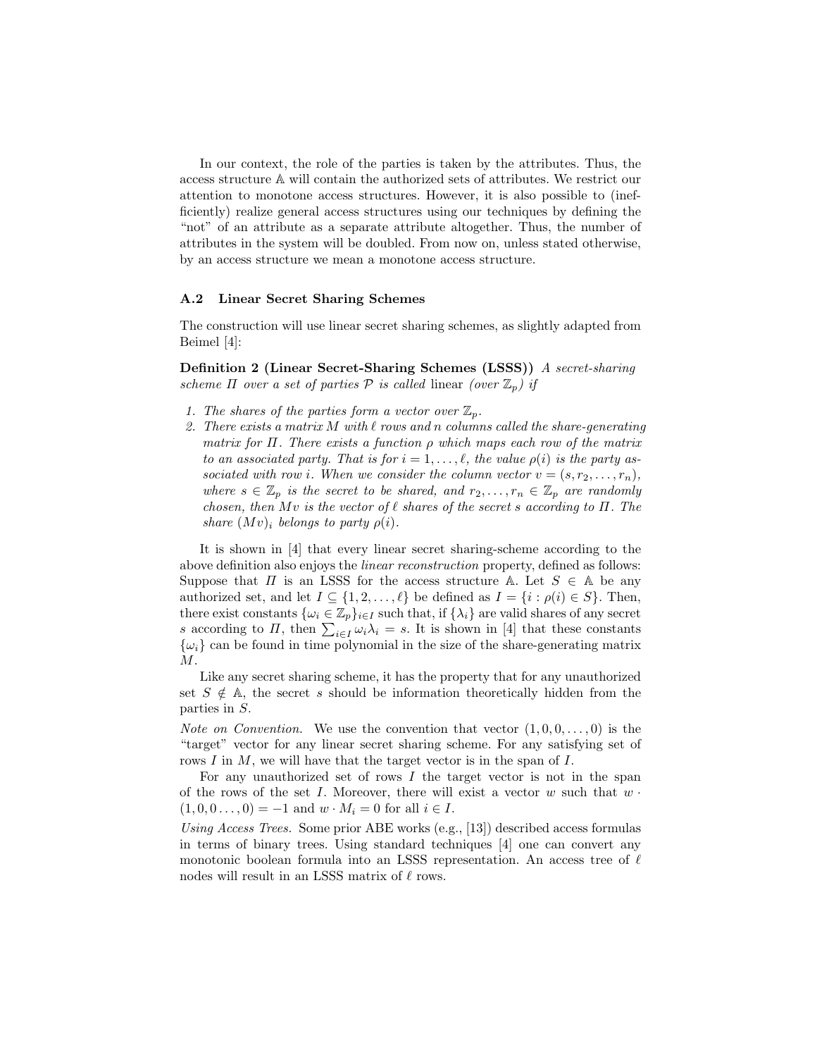In our context, the role of the parties is taken by the attributes. Thus, the access structure $\mathbb{A}$ will contain the authorized sets of attributes. We restrict our attention to monotone access structures. However, it is also possible to (inefficiently) realize general access structures using our techniques by defining the "not" of an attribute as a separate attribute altogether. Thus, the number of attributes in the system will be doubled. From now on, unless stated otherwise, by an access structure we mean a monotone access structure.

### A.2 Linear Secret Sharing Schemes

The construction will use linear secret sharing schemes, as slightly adapted from Beimel [4]:

**Definition 2 (Linear Secret-Sharing Schemes (LSSS))** *A secret-sharing scheme $\Pi$ over a set of parties $\mathcal{P}$ is called* linear *(over $\mathbb{Z}_p$) if*

1. *The shares of the parties form a vector over $\mathbb{Z}_p$.*
2. *There exists a matrix $M$ with $\ell$ rows and $n$ columns called the share-generating matrix for $\Pi$. There exists a function $\rho$ which maps each row of the matrix to an associated party. That is for $i = 1, \ldots, \ell$, the value $\rho(i)$ is the party associated with row $i$. When we consider the column vector $v = (s, r_2, \ldots, r_n)$, where $s \in \mathbb{Z}_p$ is the secret to be shared, and $r_2, \ldots, r_n \in \mathbb{Z}_p$ are randomly chosen, then $Mv$ is the vector of $\ell$ shares of the secret $s$ according to $\Pi$. The share $(Mv)_i$ belongs to party $\rho(i)$.*

It is shown in [4] that every linear secret sharing-scheme according to the above definition also enjoys the *linear reconstruction* property, defined as follows: Suppose that $\Pi$ is an LSSS for the access structure $\mathbb{A}$. Let $S \in \mathbb{A}$ be any authorized set, and let $I \subseteq \{1, 2, \ldots, \ell\}$ be defined as $I = \{i : \rho(i) \in S\}$. Then, there exist constants $\{\omega_i \in \mathbb{Z}_p\}_{i \in I}$ such that, if $\{\lambda_i\}$ are valid shares of any secret $s$ according to $\Pi$, then $\sum_{i \in I} \omega_i \lambda_i = s$. It is shown in [4] that these constants $\{\omega_i\}$ can be found in time polynomial in the size of the share-generating matrix $M$.

Like any secret sharing scheme, it has the property that for any unauthorized set $S \notin \mathbb{A}$, the secret $s$ should be information theoretically hidden from the parties in $S$.

*Note on Convention.* We use the convention that vector $(1, 0, 0, \ldots, 0)$ is the "target" vector for any linear secret sharing scheme. For any satisfying set of rows $I$ in $M$, we will have that the target vector is in the span of $I$.

For any unauthorized set of rows $I$ the target vector is not in the span of the rows of the set $I$. Moreover, there will exist a vector $w$ such that $w \cdot (1, 0, 0 \ldots, 0) = -1$ and $w \cdot M_i = 0$ for all $i \in I$.

*Using Access Trees.* Some prior ABE works (e.g., [13]) described access formulas in terms of binary trees. Using standard techniques [4] one can convert any monotonic boolean formula into an LSSS representation. An access tree of $\ell$ nodes will result in an LSSS matrix of $\ell$ rows.